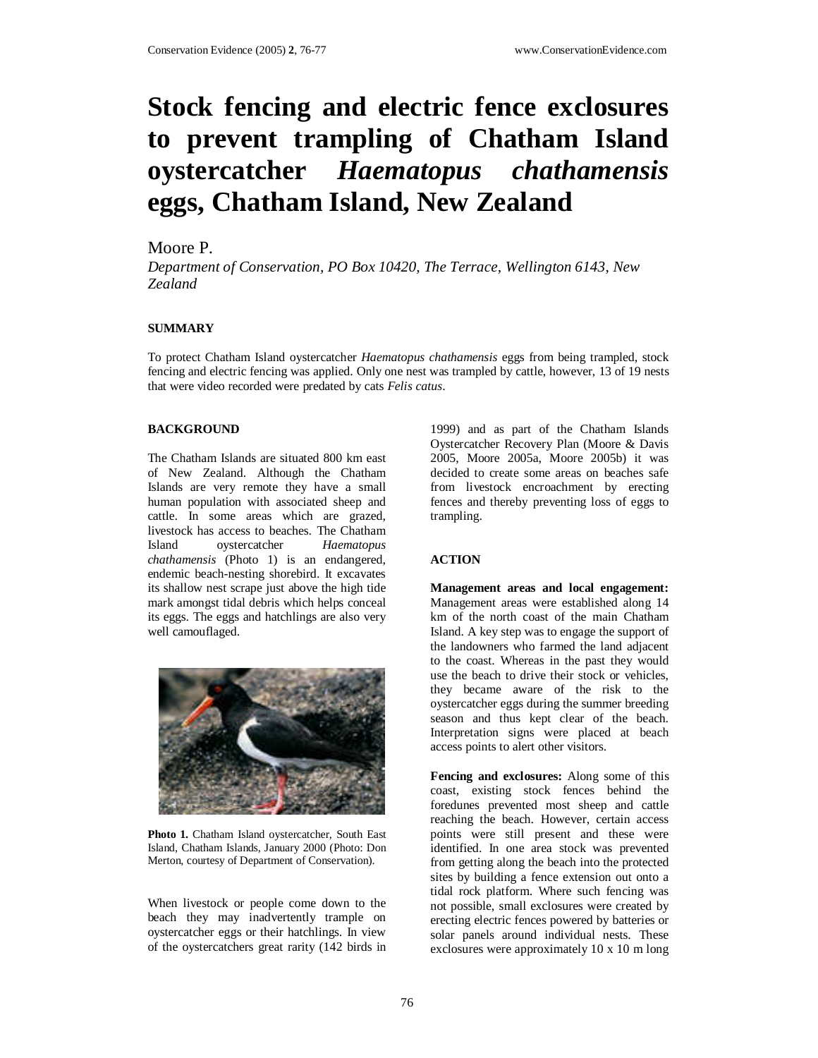# Stock fencing and electric fence exclosures to prevent trampling of Chatham Island oystercatcher *Haematopus chathamensis* eggs, Chatham Island, New Zealand

Moore P.

*Department of Conservation, PO Box 10420, The Terrace, Wellington 6143, New Zealand*

## SUMMARY

To protect Chatham Island oystercatcher *Haematopus chathamensis* eggs from being trampled, stock fencing and electric fencing was applied. Only one nest was trampled by cattle, however, 13 of 19 nests that were video recorded were predated by cats *Felis catus*.

## BACKGROUND

The Chatham Islands are situated 800 km east of New Zealand. Although the Chatham Islands are very remote they have a small human population with associated sheep and cattle. In some areas which are grazed, livestock has access to beaches. The Chatham Island oystercatcher *Haematopus chathamensis* (Photo 1) is an endangered, endemic beach-nesting shorebird. It excavates its shallow nest scrape just above the high tide mark amongst tidal debris which helps conceal its eggs. The eggs and hatchlings are also very well camouflaged.

**Photo 1.** Chatham Island oystercatcher, South East Island, Chatham Islands, January 2000 (Photo: Don Merton, courtesy of Department of Conservation).

When livestock or people come down to the beach they may inadvertently trample on oystercatcher eggs or their hatchlings. In view of the oystercatchers great rarity (142 birds in 1999) and as part of the Chatham Islands Oystercatcher Recovery Plan (Moore & Davis 2005, Moore 2005a, Moore 2005b) it was decided to create some areas on beaches safe from livestock encroachment by erecting fences and thereby preventing loss of eggs to trampling.

## ACTION

**Management areas and local engagement:** Management areas were established along 14 km of the north coast of the main Chatham Island. A key step was to engage the support of the landowners who farmed the land adjacent to the coast. Whereas in the past they would use the beach to drive their stock or vehicles, they became aware of the risk to the oystercatcher eggs during the summer breeding season and thus kept clear of the beach. Interpretation signs were placed at beach access points to alert other visitors.

**Fencing and exclosures:** Along some of this coast, existing stock fences behind the foredunes prevented most sheep and cattle reaching the beach. However, certain access points were still present and these were identified. In one area stock was prevented from getting along the beach into the protected sites by building a fence extension out onto a tidal rock platform. Where such fencing was not possible, small exclosures were created by erecting electric fences powered by batteries or solar panels around individual nests. These exclosures were approximately 10 x 10 m long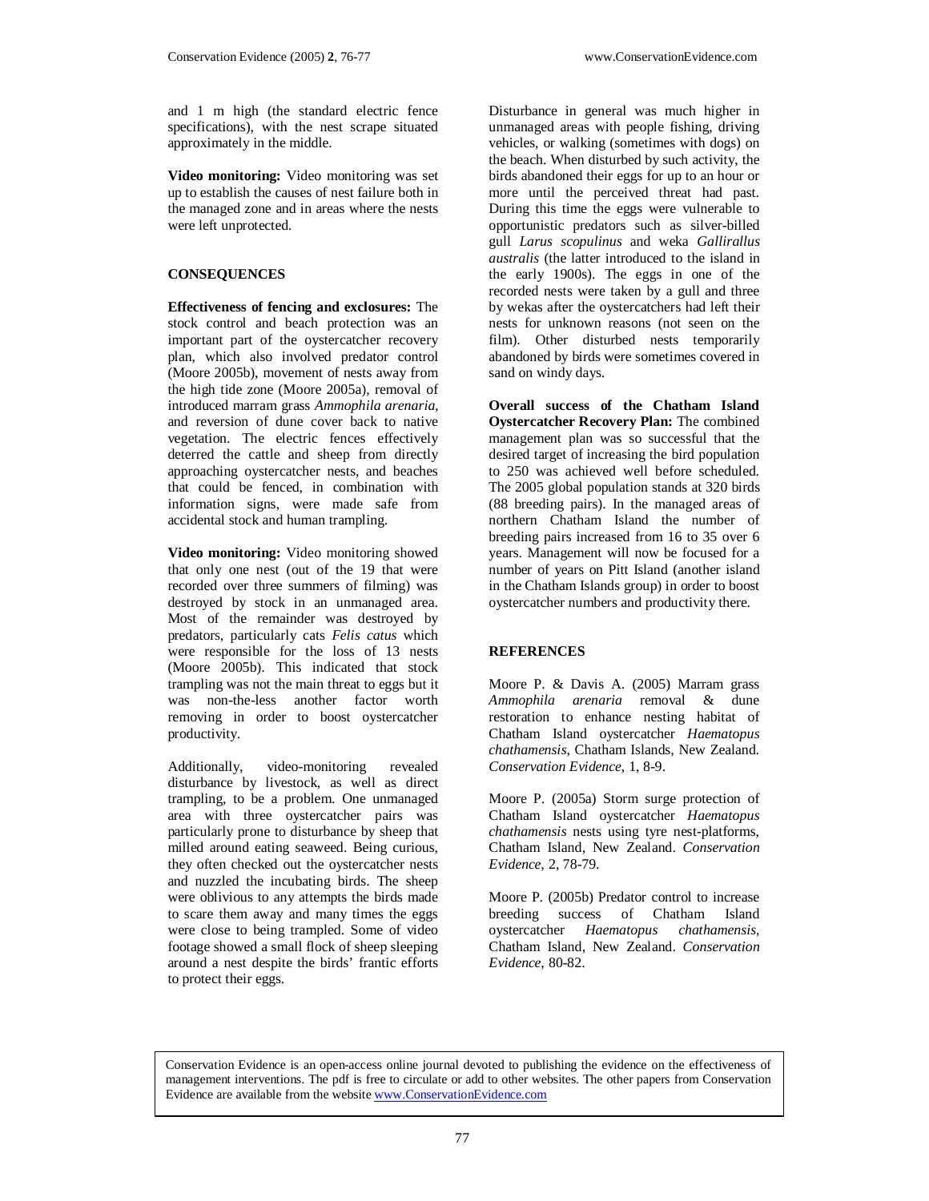and 1 m high (the standard electric fence specifications), with the nest scrape situated approximately in the middle.

**Video monitoring:** Video monitoring was set up to establish the causes of nest failure both in the managed zone and in areas where the nests were left unprotected.

## CONSEQUENCES

**Effectiveness of fencing and exclosures:** The stock control and beach protection was an important part of the oystercatcher recovery plan, which also involved predator control (Moore 2005b), movement of nests away from the high tide zone (Moore 2005a), removal of introduced marram grass *Ammophila arenaria*, and reversion of dune cover back to native vegetation. The electric fences effectively deterred the cattle and sheep from directly approaching oystercatcher nests, and beaches that could be fenced, in combination with information signs, were made safe from accidental stock and human trampling.

**Video monitoring:** Video monitoring showed that only one nest (out of the 19 that were recorded over three summers of filming) was destroyed by stock in an unmanaged area. Most of the remainder was destroyed by predators, particularly cats *Felis catus* which were responsible for the loss of 13 nests (Moore 2005b). This indicated that stock trampling was not the main threat to eggs but it was non-the-less another factor worth removing in order to boost oystercatcher productivity.

Additionally, video-monitoring revealed disturbance by livestock, as well as direct trampling, to be a problem. One unmanaged area with three oystercatcher pairs was particularly prone to disturbance by sheep that milled around eating seaweed. Being curious, they often checked out the oystercatcher nests and nuzzled the incubating birds. The sheep were oblivious to any attempts the birds made to scare them away and many times the eggs were close to being trampled. Some of video footage showed a small flock of sheep sleeping around a nest despite the birds' frantic efforts to protect their eggs.

Disturbance in general was much higher in unmanaged areas with people fishing, driving vehicles, or walking (sometimes with dogs) on the beach. When disturbed by such activity, the birds abandoned their eggs for up to an hour or more until the perceived threat had past. During this time the eggs were vulnerable to opportunistic predators such as silver-billed gull *Larus scopulinus* and weka *Gallirallus australis* (the latter introduced to the island in the early 1900s). The eggs in one of the recorded nests were taken by a gull and three by wekas after the oystercatchers had left their nests for unknown reasons (not seen on the film). Other disturbed nests temporarily abandoned by birds were sometimes covered in sand on windy days.

**Overall success of the Chatham Island Oystercatcher Recovery Plan:** The combined management plan was so successful that the desired target of increasing the bird population to 250 was achieved well before scheduled. The 2005 global population stands at 320 birds (88 breeding pairs). In the managed areas of northern Chatham Island the number of breeding pairs increased from 16 to 35 over 6 years. Management will now be focused for a number of years on Pitt Island (another island in the Chatham Islands group) in order to boost oystercatcher numbers and productivity there.

## REFERENCES

Moore P. & Davis A. (2005) Marram grass *Ammophila arenaria* removal & dune restoration to enhance nesting habitat of Chatham Island oystercatcher *Haematopus chathamensis*, Chatham Islands, New Zealand. *Conservation Evidence*, 1, 8-9.

Moore P. (2005a) Storm surge protection of Chatham Island oystercatcher *Haematopus chathamensis* nests using tyre nest-platforms, Chatham Island, New Zealand. *Conservation Evidence*, 2, 78-79.

Moore P. (2005b) Predator control to increase breeding success of Chatham Island oystercatcher *Haematopus chathamensis*, Chatham Island, New Zealand. *Conservation Evidence*, 80-82.

Conservation Evidence is an open-access online journal devoted to publishing the evidence on the effectiveness of management interventions. The pdf is free to circulate or add to other websites. The other papers from Conservation Evidence are available from the website www.ConservationEvidence.com